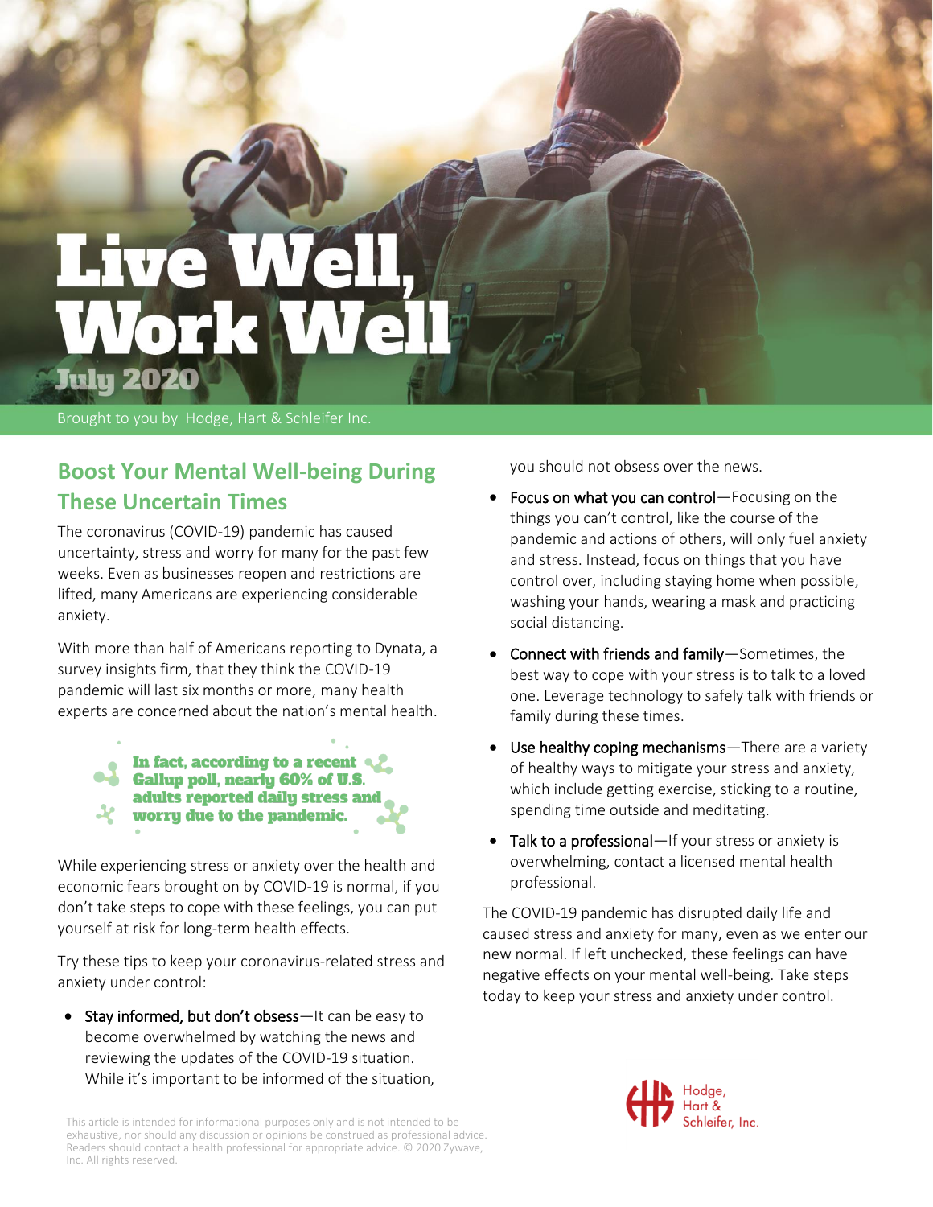# Live Well, Work Well

July 2020

Brought to you by Hodge, Hart & Schleifer Inc.

## Boost Your Mental Well-being During These Uncertain Times

The coronavirus (COVID-19) pandemic has caused uncertainty, stress and worry for many for the past few weeks. Even as businesses reopen and restrictions are lifted, many Americans are experiencing considerable anxiety.

With more than half of Americans reporting to Dynata, a survey insights firm, that they think the COVID-19 pandemic will last six months or more, many health experts are concerned about the nation's mental health.

**In fact, according to a recent Gallup poll, nearly 60% of U.S. adults reported daily stress and worry due to the pandemic.**

While experiencing stress or anxiety over the health and economic fears brought on by COVID-19 is normal, if you don't take steps to cope with these feelings, you can put yourself at risk for long-term health effects.

Try these tips to keep your coronavirus-related stress and anxiety under control:

- Stay informed, but don't obsess—It can be easy to become overwhelmed by watching the news and reviewing the updates of the COVID-19 situation. While it's important to be informed of the situation, you should not obsess over the news.
- Focus on what you can control—Focusing on the things you can't control, like the course of the pandemic and actions of others, will only fuel anxiety and stress. Instead, focus on things that you have control over, including staying home when possible, washing your hands, wearing a mask and practicing social distancing.
- Connect with friends and family—Sometimes, the best way to cope with your stress is to talk to a loved one. Leverage technology to safely talk with friends or family during these times.
- Use healthy coping mechanisms—There are a variety of healthy ways to mitigate your stress and anxiety, which include getting exercise, sticking to a routine, spending time outside and meditating.
- Talk to a professional—If your stress or anxiety is overwhelming, contact a licensed mental health professional.

The COVID-19 pandemic has disrupted daily life and caused stress and anxiety for many, even as we enter our new normal. If left unchecked, these feelings can have negative effects on your mental well-being. Take steps today to keep your stress and anxiety under control.

This article is intended for informational purposes only and is not intended to be exhaustive, nor should any discussion or opinions be construed as professional advice. Readers should contact a health professional for appropriate advice. © 2020 Zywave, Inc. All rights reserved.

Hodge, Hart & Schleifer, Inc.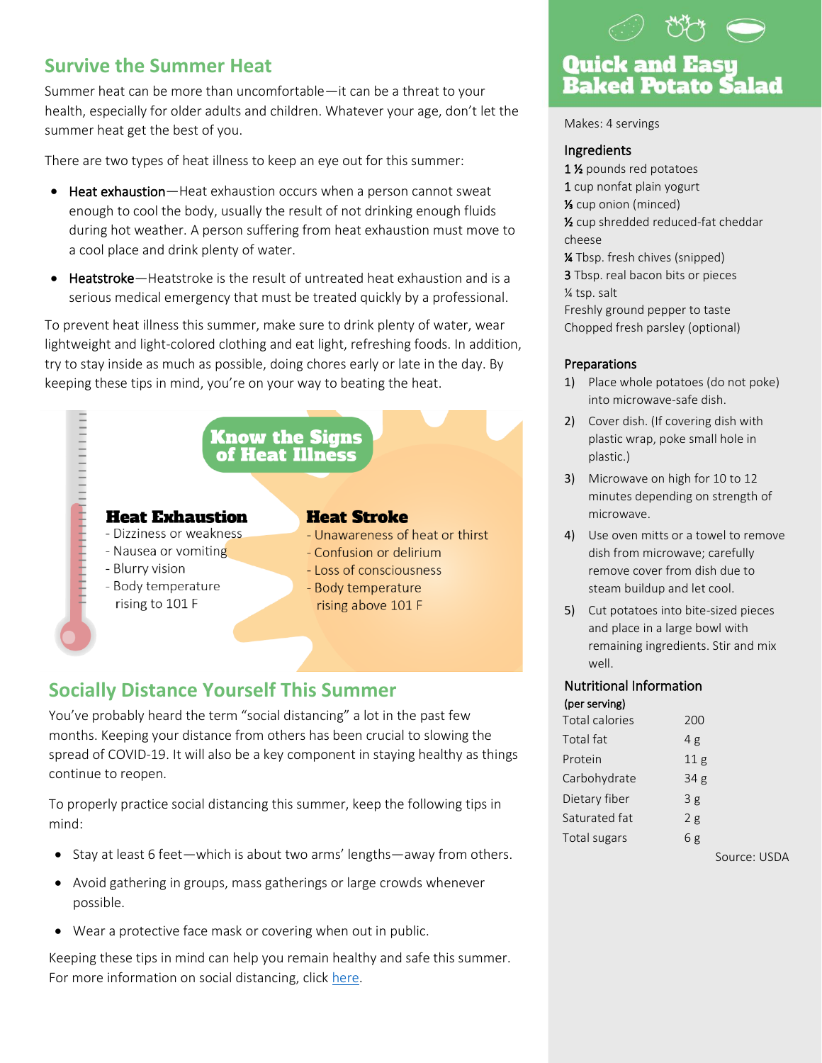## Survive the Summer Heat

Summer heat can be more than uncomfortable—it can be a threat to your health, especially for older adults and children. Whatever your age, don't let the summer heat get the best of you.

There are two types of heat illness to keep an eye out for this summer:

- Heat exhaustion—Heat exhaustion occurs when a person cannot sweat enough to cool the body, usually the result of not drinking enough fluids during hot weather. A person suffering from heat exhaustion must move to a cool place and drink plenty of water.
- Heatstroke—Heatstroke is the result of untreated heat exhaustion and is a serious medical emergency that must be treated quickly by a professional.

To prevent heat illness this summer, make sure to drink plenty of water, wear lightweight and light-colored clothing and eat light, refreshing foods. In addition, try to stay inside as much as possible, doing chores early or late in the day. By keeping these tips in mind, you're on your way to beating the heat.

### Know the Signs of Heat Illness

**Heat Exhaustion**

- Dizziness or weakness
- Nausea or vomiting
- Blurry vision
- Body temperature rising to 101 F

**Heat Stroke**

- Unawareness of heat or thirst
- Confusion or delirium
- Loss of consciousness
- Body temperature rising above 101 F

## Socially Distance Yourself This Summer

You've probably heard the term "social distancing" a lot in the past few months. Keeping your distance from others has been crucial to slowing the spread of COVID-19. It will also be a key component in staying healthy as things continue to reopen.

To properly practice social distancing this summer, keep the following tips in mind:

- Stay at least 6 feet—which is about two arms' lengths—away from others.
- Avoid gathering in groups, mass gatherings or large crowds whenever possible.
- Wear a protective face mask or covering when out in public.

Keeping these tips in mind can help you remain healthy and safe this summer. For more information on social distancing, click here.

## Quick and Easy Baked Potato Salad

Makes: 4 servings

### Ingredients

**1 ½** pounds red potatoes
**1** cup nonfat plain yogurt
**⅓** cup onion (minced)
**½** cup shredded reduced-fat cheddar cheese
**¼** Tbsp. fresh chives (snipped)
**3** Tbsp. real bacon bits or pieces
¼ tsp. salt
Freshly ground pepper to taste
Chopped fresh parsley (optional)

### Preparations

1) Place whole potatoes (do not poke) into microwave-safe dish.
2) Cover dish. (If covering dish with plastic wrap, poke small hole in plastic.)
3) Microwave on high for 10 to 12 minutes depending on strength of microwave.
4) Use oven mitts or a towel to remove dish from microwave; carefully remove cover from dish due to steam buildup and let cool.
5) Cut potatoes into bite-sized pieces and place in a large bowl with remaining ingredients. Stir and mix well.

### Nutritional Information

(per serving)

| | |
|---|---|
| Total calories | 200 |
| Total fat | 4 g |
| Protein | 11 g |
| Carbohydrate | 34 g |
| Dietary fiber | 3 g |
| Saturated fat | 2 g |
| Total sugars | 6 g |

Source: USDA